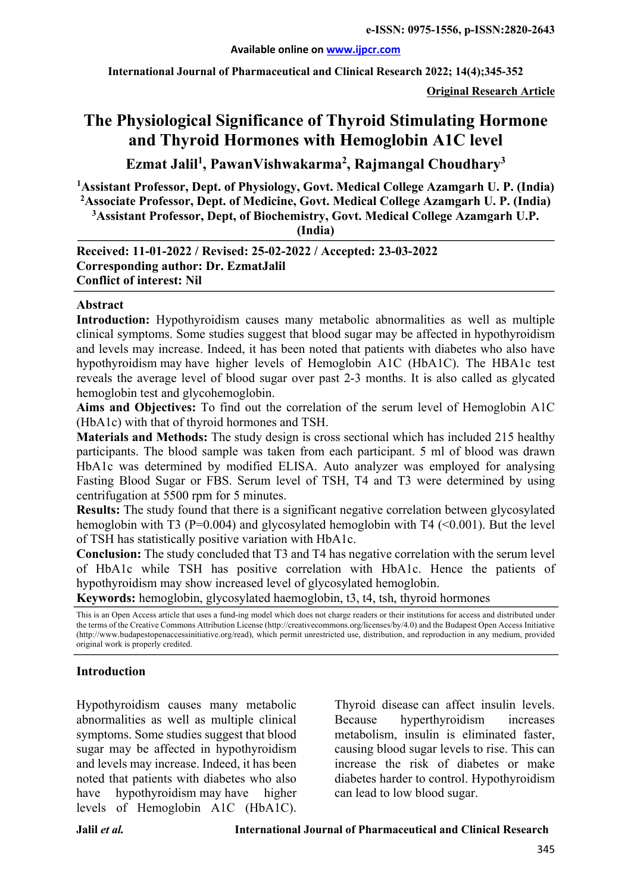# The Physiological Significance of Thyroid Stimulating Hormone and Thyroid Hormones with Hemoglobin A1C level

**Ezmat Jalil[1], PawanVishwakarma[2], Rajmangal Choudhary[3]**

[1]Assistant Professor, Dept. of Physiology, Govt. Medical College Azamgarh U. P. (India)
[2]Associate Professor, Dept. of Medicine, Govt. Medical College Azamgarh U. P. (India)
[3]Assistant Professor, Dept, of Biochemistry, Govt. Medical College Azamgarh U.P. (India)

**Received: 11-01-2022 / Revised: 25-02-2022 / Accepted: 23-03-2022**
**Corresponding author: Dr. EzmatJalil**
**Conflict of interest: Nil**

## Abstract

**Introduction:** Hypothyroidism causes many metabolic abnormalities as well as multiple clinical symptoms. Some studies suggest that blood sugar may be affected in hypothyroidism and levels may increase. Indeed, it has been noted that patients with diabetes who also have hypothyroidism may have higher levels of Hemoglobin A1C (HbA1C). The HBA1c test reveals the average level of blood sugar over past 2-3 months. It is also called as glycated hemoglobin test and glycohemoglobin.

**Aims and Objectives:** To find out the correlation of the serum level of Hemoglobin A1C (HbA1c) with that of thyroid hormones and TSH.

**Materials and Methods:** The study design is cross sectional which has included 215 healthy participants. The blood sample was taken from each participant. 5 ml of blood was drawn HbA1c was determined by modified ELISA. Auto analyzer was employed for analysing Fasting Blood Sugar or FBS. Serum level of TSH, T4 and T3 were determined by using centrifugation at 5500 rpm for 5 minutes.

**Results:** The study found that there is a significant negative correlation between glycosylated hemoglobin with T3 (P=0.004) and glycosylated hemoglobin with T4 (<0.001). But the level of TSH has statistically positive variation with HbA1c.

**Conclusion:** The study concluded that T3 and T4 has negative correlation with the serum level of HbA1c while TSH has positive correlation with HbA1c. Hence the patients of hypothyroidism may show increased level of glycosylated hemoglobin.

**Keywords:** hemoglobin, glycosylated haemoglobin, t3, t4, tsh, thyroid hormones

This is an Open Access article that uses a fund-ing model which does not charge readers or their institutions for access and distributed under the terms of the Creative Commons Attribution License (http://creativecommons.org/licenses/by/4.0) and the Budapest Open Access Initiative (http://www.budapestopenaccessinitiative.org/read), which permit unrestricted use, distribution, and reproduction in any medium, provided original work is properly credited.

## Introduction

Hypothyroidism causes many metabolic abnormalities as well as multiple clinical symptoms. Some studies suggest that blood sugar may be affected in hypothyroidism and levels may increase. Indeed, it has been noted that patients with diabetes who also have hypothyroidism may have higher levels of Hemoglobin A1C (HbA1C). Thyroid disease can affect insulin levels. Because hyperthyroidism increases metabolism, insulin is eliminated faster, causing blood sugar levels to rise. This can increase the risk of diabetes or make diabetes harder to control. Hypothyroidism can lead to low blood sugar.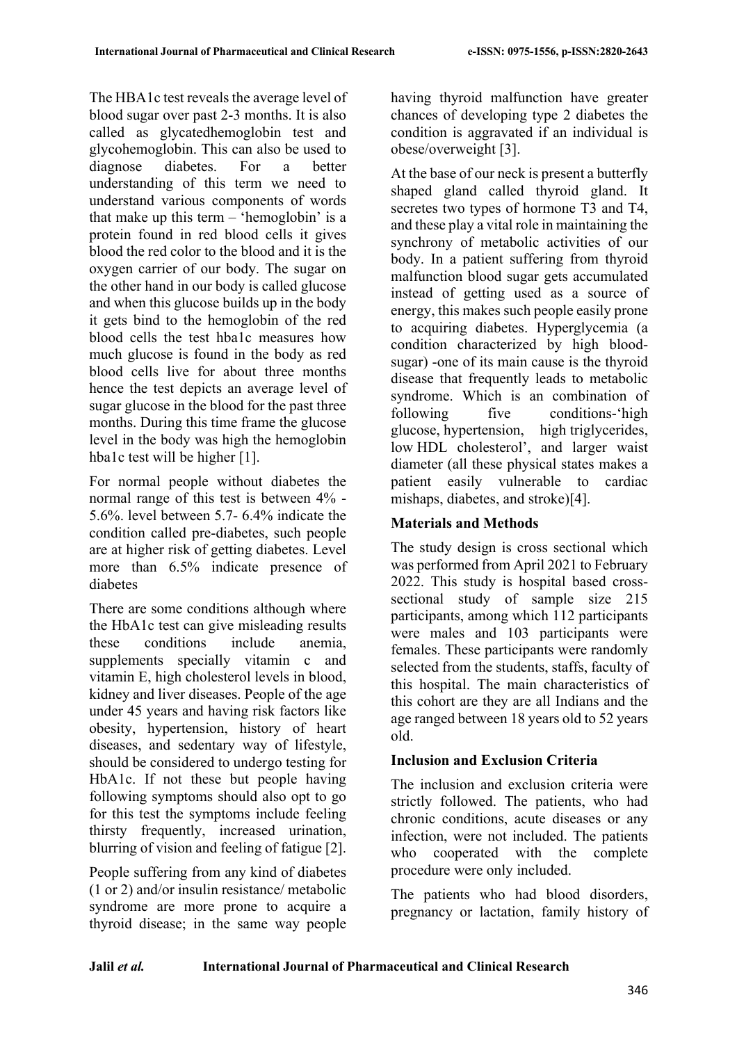The HBA1c test reveals the average level of blood sugar over past 2-3 months. It is also called as glycatedhemoglobin test and glycohemoglobin. This can also be used to diagnose diabetes. For a better understanding of this term we need to understand various components of words that make up this term – 'hemoglobin' is a protein found in red blood cells it gives blood the red color to the blood and it is the oxygen carrier of our body. The sugar on the other hand in our body is called glucose and when this glucose builds up in the body it gets bind to the hemoglobin of the red blood cells the test hba1c measures how much glucose is found in the body as red blood cells live for about three months hence the test depicts an average level of sugar glucose in the blood for the past three months. During this time frame the glucose level in the body was high the hemoglobin hba1c test will be higher [1].

For normal people without diabetes the normal range of this test is between 4% - 5.6%. level between 5.7- 6.4% indicate the condition called pre-diabetes, such people are at higher risk of getting diabetes. Level more than 6.5% indicate presence of diabetes

There are some conditions although where the HbA1c test can give misleading results these conditions include anemia, supplements specially vitamin c and vitamin E, high cholesterol levels in blood, kidney and liver diseases. People of the age under 45 years and having risk factors like obesity, hypertension, history of heart diseases, and sedentary way of lifestyle, should be considered to undergo testing for HbA1c. If not these but people having following symptoms should also opt to go for this test the symptoms include feeling thirsty frequently, increased urination, blurring of vision and feeling of fatigue [2].

People suffering from any kind of diabetes (1 or 2) and/or insulin resistance/ metabolic syndrome are more prone to acquire a thyroid disease; in the same way people having thyroid malfunction have greater chances of developing type 2 diabetes the condition is aggravated if an individual is obese/overweight [3].

At the base of our neck is present a butterfly shaped gland called thyroid gland. It secretes two types of hormone T3 and T4, and these play a vital role in maintaining the synchrony of metabolic activities of our body. In a patient suffering from thyroid malfunction blood sugar gets accumulated instead of getting used as a source of energy, this makes such people easily prone to acquiring diabetes. Hyperglycemia (a condition characterized by high blood-sugar) -one of its main cause is the thyroid disease that frequently leads to metabolic syndrome. Which is an combination of following five conditions-'high glucose, hypertension, high triglycerides, low HDL cholesterol', and larger waist diameter (all these physical states makes a patient easily vulnerable to cardiac mishaps, diabetes, and stroke)[4].

## Materials and Methods

The study design is cross sectional which was performed from April 2021 to February 2022. This study is hospital based cross-sectional study of sample size 215 participants, among which 112 participants were males and 103 participants were females. These participants were randomly selected from the students, staffs, faculty of this hospital. The main characteristics of this cohort are they are all Indians and the age ranged between 18 years old to 52 years old.

## Inclusion and Exclusion Criteria

The inclusion and exclusion criteria were strictly followed. The patients, who had chronic conditions, acute diseases or any infection, were not included. The patients who cooperated with the complete procedure were only included.

The patients who had blood disorders, pregnancy or lactation, family history of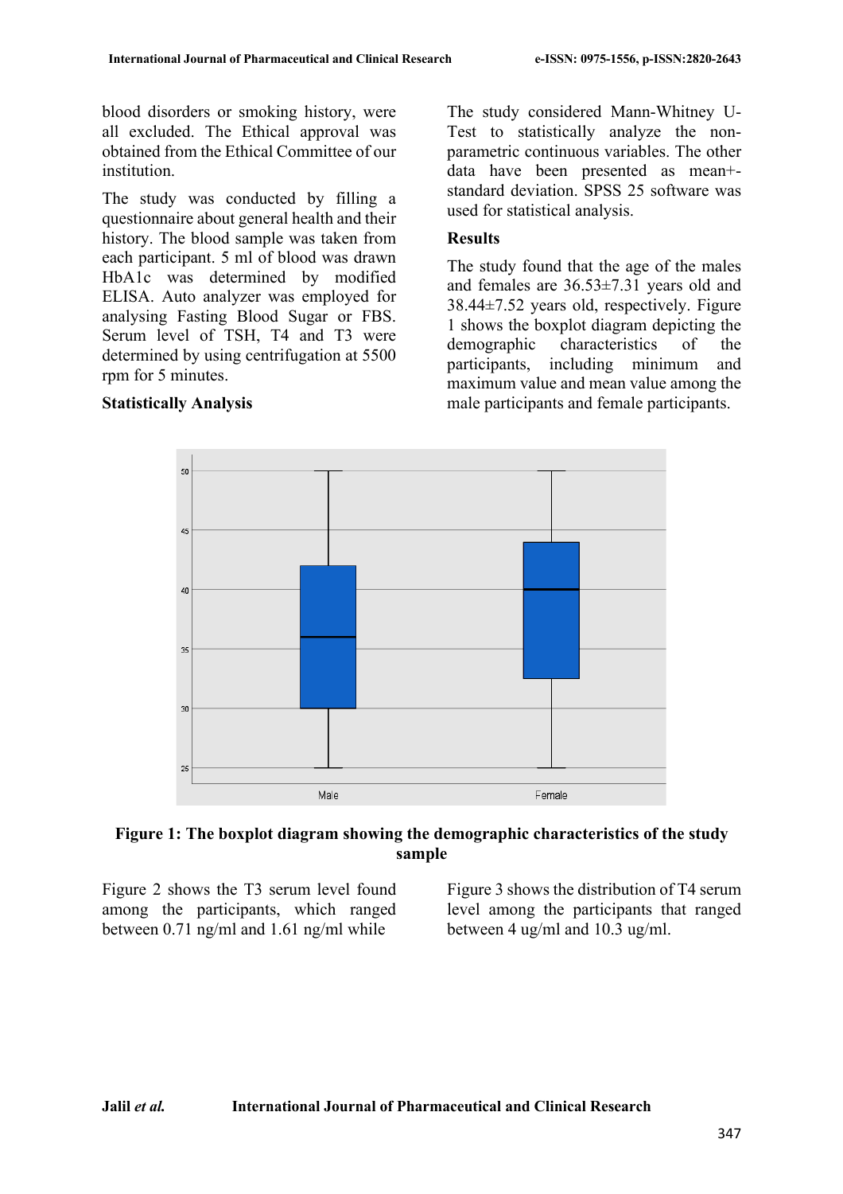blood disorders or smoking history, were all excluded. The Ethical approval was obtained from the Ethical Committee of our institution.

The study was conducted by filling a questionnaire about general health and their history. The blood sample was taken from each participant. 5 ml of blood was drawn HbA1c was determined by modified ELISA. Auto analyzer was employed for analysing Fasting Blood Sugar or FBS. Serum level of TSH, T4 and T3 were determined by using centrifugation at 5500 rpm for 5 minutes.

**Statistically Analysis**

The study considered Mann-Whitney U-Test to statistically analyze the non-parametric continuous variables. The other data have been presented as mean+-standard deviation. SPSS 25 software was used for statistical analysis.

**Results**

The study found that the age of the males and females are 36.53±7.31 years old and 38.44±7.52 years old, respectively. Figure 1 shows the boxplot diagram depicting the demographic characteristics of the participants, including minimum and maximum value and mean value among the male participants and female participants.

**Figure 1: The boxplot diagram showing the demographic characteristics of the study sample**

Figure 2 shows the T3 serum level found among the participants, which ranged between 0.71 ng/ml and 1.61 ng/ml while Figure 3 shows the distribution of T4 serum level among the participants that ranged between 4 ug/ml and 10.3 ug/ml.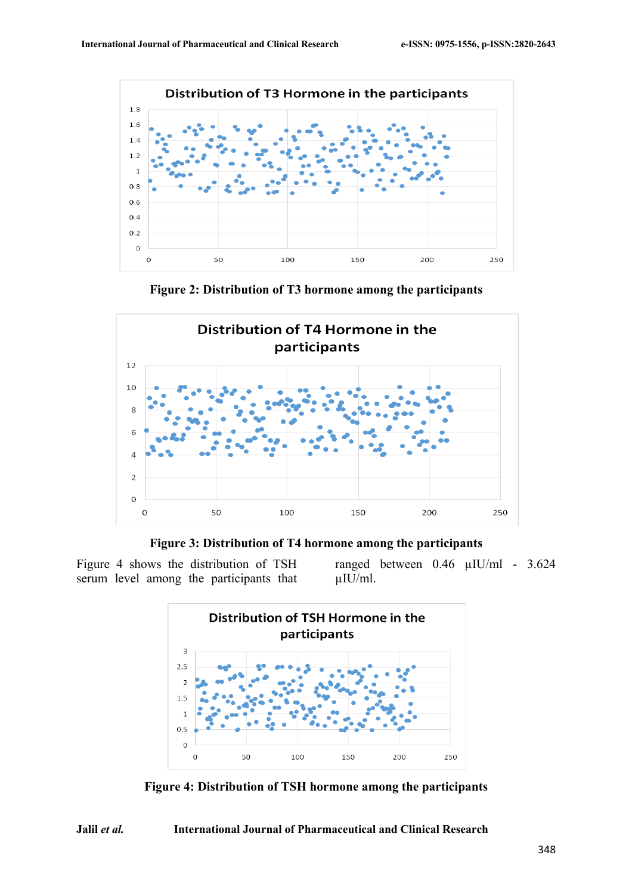Figure 2: Distribution of T3 hormone among the participants

Figure 3: Distribution of T4 hormone among the participants

Figure 4 shows the distribution of TSH serum level among the participants that ranged between 0.46 µIU/ml - 3.624 µIU/ml.

Figure 4: Distribution of TSH hormone among the participants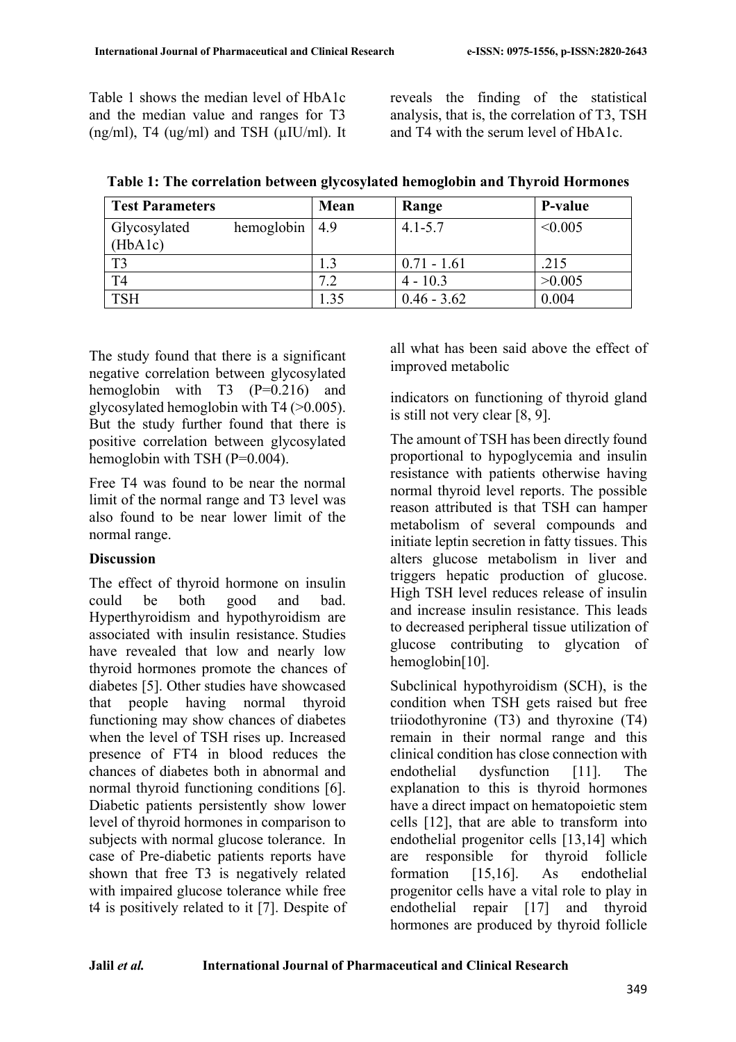Table 1 shows the median level of HbA1c and the median value and ranges for T3 (ng/ml), T4 (ug/ml) and TSH (µIU/ml). It reveals the finding of the statistical analysis, that is, the correlation of T3, TSH and T4 with the serum level of HbA1c.

**Table 1: The correlation between glycosylated hemoglobin and Thyroid Hormones**

| Test Parameters | Mean | Range | P-value |
|---|---|---|---|
| Glycosylated hemoglobin (HbA1c) | 4.9 | 4.1-5.7 | <0.005 |
| T3 | 1.3 | 0.71 - 1.61 | .215 |
| T4 | 7.2 | 4 - 10.3 | >0.005 |
| TSH | 1.35 | 0.46 - 3.62 | 0.004 |

The study found that there is a significant negative correlation between glycosylated hemoglobin with T3 (P=0.216) and glycosylated hemoglobin with T4 (>0.005). But the study further found that there is positive correlation between glycosylated hemoglobin with TSH (P=0.004).

Free T4 was found to be near the normal limit of the normal range and T3 level was also found to be near lower limit of the normal range.

## Discussion

The effect of thyroid hormone on insulin could be both good and bad. Hyperthyroidism and hypothyroidism are associated with insulin resistance. Studies have revealed that low and nearly low thyroid hormones promote the chances of diabetes [5]. Other studies have showcased that people having normal thyroid functioning may show chances of diabetes when the level of TSH rises up. Increased presence of FT4 in blood reduces the chances of diabetes both in abnormal and normal thyroid functioning conditions [6]. Diabetic patients persistently show lower level of thyroid hormones in comparison to subjects with normal glucose tolerance. In case of Pre-diabetic patients reports have shown that free T3 is negatively related with impaired glucose tolerance while free t4 is positively related to it [7]. Despite of all what has been said above the effect of improved metabolic indicators on functioning of thyroid gland is still not very clear [8, 9].

The amount of TSH has been directly found proportional to hypoglycemia and insulin resistance with patients otherwise having normal thyroid level reports. The possible reason attributed is that TSH can hamper metabolism of several compounds and initiate leptin secretion in fatty tissues. This alters glucose metabolism in liver and triggers hepatic production of glucose. High TSH level reduces release of insulin and increase insulin resistance. This leads to decreased peripheral tissue utilization of glucose contributing to glycation of hemoglobin[10].

Subclinical hypothyroidism (SCH), is the condition when TSH gets raised but free triiodothyronine (T3) and thyroxine (T4) remain in their normal range and this clinical condition has close connection with endothelial dysfunction [11]. The explanation to this is thyroid hormones have a direct impact on hematopoietic stem cells [12], that are able to transform into endothelial progenitor cells [13,14] which are responsible for thyroid follicle formation [15,16]. As endothelial progenitor cells have a vital role to play in endothelial repair [17] and thyroid hormones are produced by thyroid follicle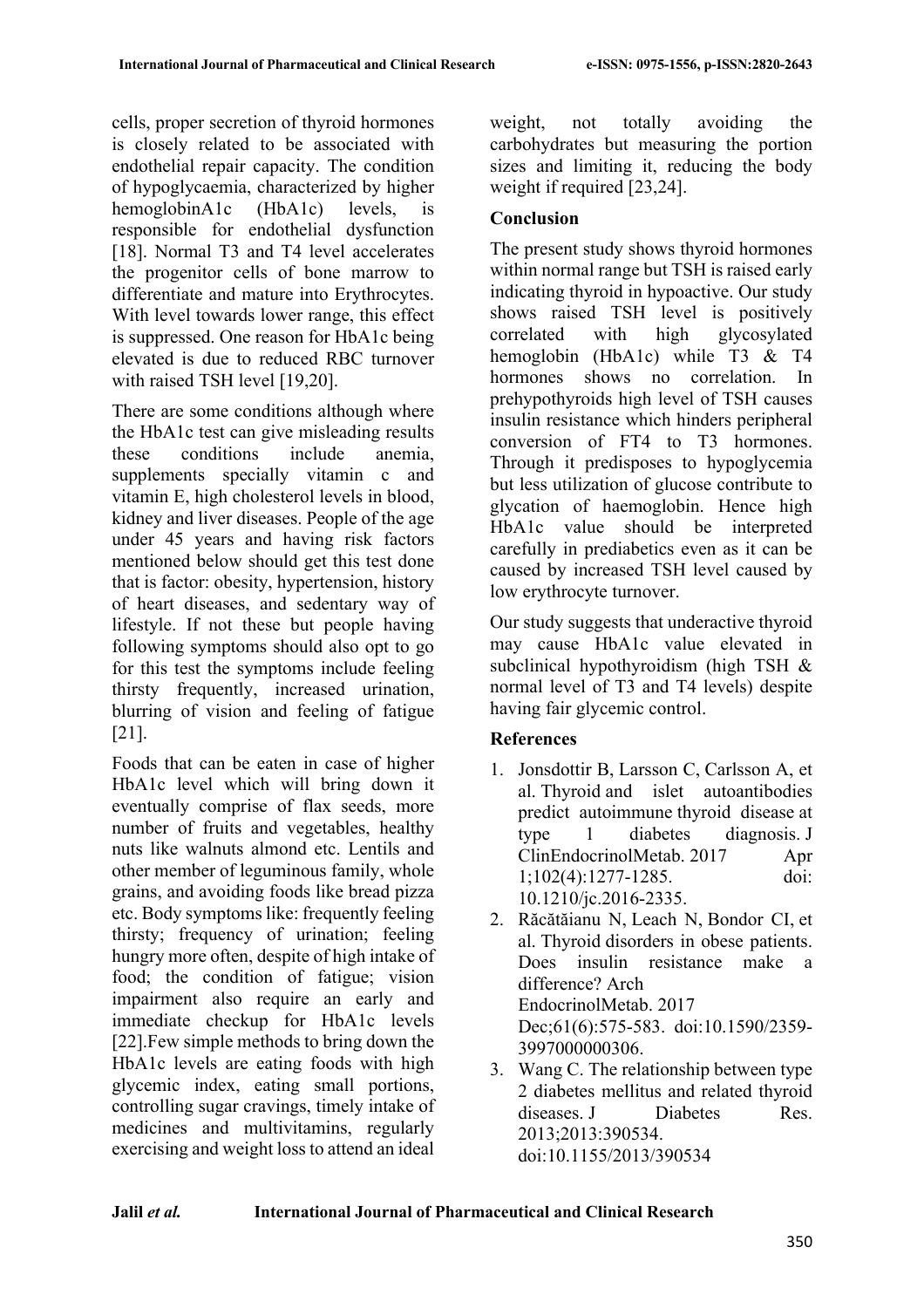cells, proper secretion of thyroid hormones is closely related to be associated with endothelial repair capacity. The condition of hypoglycaemia, characterized by higher hemoglobinA1c (HbA1c) levels, is responsible for endothelial dysfunction [18]. Normal T3 and T4 level accelerates the progenitor cells of bone marrow to differentiate and mature into Erythrocytes. With level towards lower range, this effect is suppressed. One reason for HbA1c being elevated is due to reduced RBC turnover with raised TSH level [19,20].

There are some conditions although where the HbA1c test can give misleading results these conditions include anemia, supplements specially vitamin c and vitamin E, high cholesterol levels in blood, kidney and liver diseases. People of the age under 45 years and having risk factors mentioned below should get this test done that is factor: obesity, hypertension, history of heart diseases, and sedentary way of lifestyle. If not these but people having following symptoms should also opt to go for this test the symptoms include feeling thirsty frequently, increased urination, blurring of vision and feeling of fatigue [21].

Foods that can be eaten in case of higher HbA1c level which will bring down it eventually comprise of flax seeds, more number of fruits and vegetables, healthy nuts like walnuts almond etc. Lentils and other member of leguminous family, whole grains, and avoiding foods like bread pizza etc. Body symptoms like: frequently feeling thirsty; frequency of urination; feeling hungry more often, despite of high intake of food; the condition of fatigue; vision impairment also require an early and immediate checkup for HbA1c levels [22].Few simple methods to bring down the HbA1c levels are eating foods with high glycemic index, eating small portions, controlling sugar cravings, timely intake of medicines and multivitamins, regularly exercising and weight loss to attend an ideal weight, not totally avoiding the carbohydrates but measuring the portion sizes and limiting it, reducing the body weight if required [23,24].

## Conclusion

The present study shows thyroid hormones within normal range but TSH is raised early indicating thyroid in hypoactive. Our study shows raised TSH level is positively correlated with high glycosylated hemoglobin (HbA1c) while T3 & T4 hormones shows no correlation. In prehypothyroids high level of TSH causes insulin resistance which hinders peripheral conversion of FT4 to T3 hormones. Through it predisposes to hypoglycemia but less utilization of glucose contribute to glycation of haemoglobin. Hence high HbA1c value should be interpreted carefully in prediabetics even as it can be caused by increased TSH level caused by low erythrocyte turnover.

Our study suggests that underactive thyroid may cause HbA1c value elevated in subclinical hypothyroidism (high TSH & normal level of T3 and T4 levels) despite having fair glycemic control.

## References

1. Jonsdottir B, Larsson C, Carlsson A, et al. Thyroid and islet autoantibodies predict autoimmune thyroid disease at type 1 diabetes diagnosis. J ClinEndocrinolMetab. 2017 Apr 1;102(4):1277-1285. doi: 10.1210/jc.2016-2335.
2. Răcătăianu N, Leach N, Bondor CI, et al. Thyroid disorders in obese patients. Does insulin resistance make a difference? Arch EndocrinolMetab. 2017 Dec;61(6):575-583. doi:10.1590/2359-3997000000306.
3. Wang C. The relationship between type 2 diabetes mellitus and related thyroid diseases. J Diabetes Res. 2013;2013:390534. doi:10.1155/2013/390534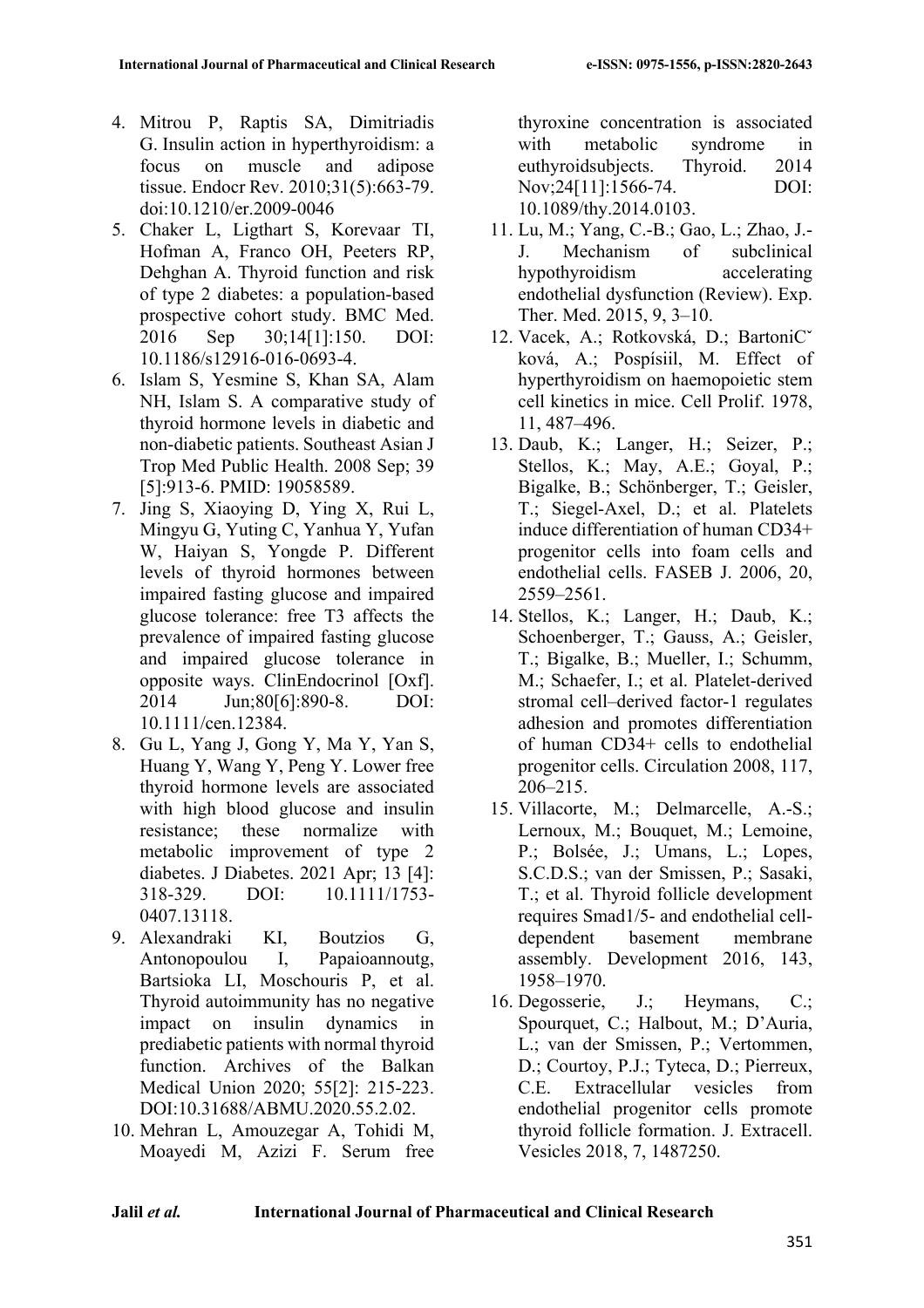4. Mitrou P, Raptis SA, Dimitriadis G. Insulin action in hyperthyroidism: a focus on muscle and adipose tissue. Endocr Rev. 2010;31(5):663-79. doi:10.1210/er.2009-0046
5. Chaker L, Ligthart S, Korevaar TI, Hofman A, Franco OH, Peeters RP, Dehghan A. Thyroid function and risk of type 2 diabetes: a population-based prospective cohort study. BMC Med. 2016 Sep 30;14[1]:150. DOI: 10.1186/s12916-016-0693-4.
6. Islam S, Yesmine S, Khan SA, Alam NH, Islam S. A comparative study of thyroid hormone levels in diabetic and non-diabetic patients. Southeast Asian J Trop Med Public Health. 2008 Sep; 39 [5]:913-6. PMID: 19058589.
7. Jing S, Xiaoying D, Ying X, Rui L, Mingyu G, Yuting C, Yanhua Y, Yufan W, Haiyan S, Yongde P. Different levels of thyroid hormones between impaired fasting glucose and impaired glucose tolerance: free T3 affects the prevalence of impaired fasting glucose and impaired glucose tolerance in opposite ways. ClinEndocrinol [Oxf]. 2014 Jun;80[6]:890-8. DOI: 10.1111/cen.12384.
8. Gu L, Yang J, Gong Y, Ma Y, Yan S, Huang Y, Wang Y, Peng Y. Lower free thyroid hormone levels are associated with high blood glucose and insulin resistance; these normalize with metabolic improvement of type 2 diabetes. J Diabetes. 2021 Apr; 13 [4]: 318-329. DOI: 10.1111/1753-0407.13118.
9. Alexandraki KI, Boutzios G, Antonopoulou I, Papaioannoutg, Bartsioka LI, Moschouris P, et al. Thyroid autoimmunity has no negative impact on insulin dynamics in prediabetic patients with normal thyroid function. Archives of the Balkan Medical Union 2020; 55[2]: 215-223. DOI:10.31688/ABMU.2020.55.2.02.
10. Mehran L, Amouzegar A, Tohidi M, Moayedi M, Azizi F. Serum free thyroxine concentration is associated with metabolic syndrome in euthyroidsubjects. Thyroid. 2014 Nov;24[11]:1566-74. DOI: 10.1089/thy.2014.0103.
11. Lu, M.; Yang, C.-B.; Gao, L.; Zhao, J.-J. Mechanism of subclinical hypothyroidism accelerating endothelial dysfunction (Review). Exp. Ther. Med. 2015, 9, 3–10.
12. Vacek, A.; Rotkovská, D.; BartoniCˇ ková, A.; Pospísiil, M. Effect of hyperthyroidism on haemopoietic stem cell kinetics in mice. Cell Prolif. 1978, 11, 487–496.
13. Daub, K.; Langer, H.; Seizer, P.; Stellos, K.; May, A.E.; Goyal, P.; Bigalke, B.; Schönberger, T.; Geisler, T.; Siegel-Axel, D.; et al. Platelets induce differentiation of human CD34+ progenitor cells into foam cells and endothelial cells. FASEB J. 2006, 20, 2559–2561.
14. Stellos, K.; Langer, H.; Daub, K.; Schoenberger, T.; Gauss, A.; Geisler, T.; Bigalke, B.; Mueller, I.; Schumm, M.; Schaefer, I.; et al. Platelet-derived stromal cell–derived factor-1 regulates adhesion and promotes differentiation of human CD34+ cells to endothelial progenitor cells. Circulation 2008, 117, 206–215.
15. Villacorte, M.; Delmarcelle, A.-S.; Lernoux, M.; Bouquet, M.; Lemoine, P.; Bolsée, J.; Umans, L.; Lopes, S.C.D.S.; van der Smissen, P.; Sasaki, T.; et al. Thyroid follicle development requires Smad1/5- and endothelial cell-dependent basement membrane assembly. Development 2016, 143, 1958–1970.
16. Degosserie, J.; Heymans, C.; Spourquet, C.; Halbout, M.; D'Auria, L.; van der Smissen, P.; Vertommen, D.; Courtoy, P.J.; Tyteca, D.; Pierreux, C.E. Extracellular vesicles from endothelial progenitor cells promote thyroid follicle formation. J. Extracell. Vesicles 2018, 7, 1487250.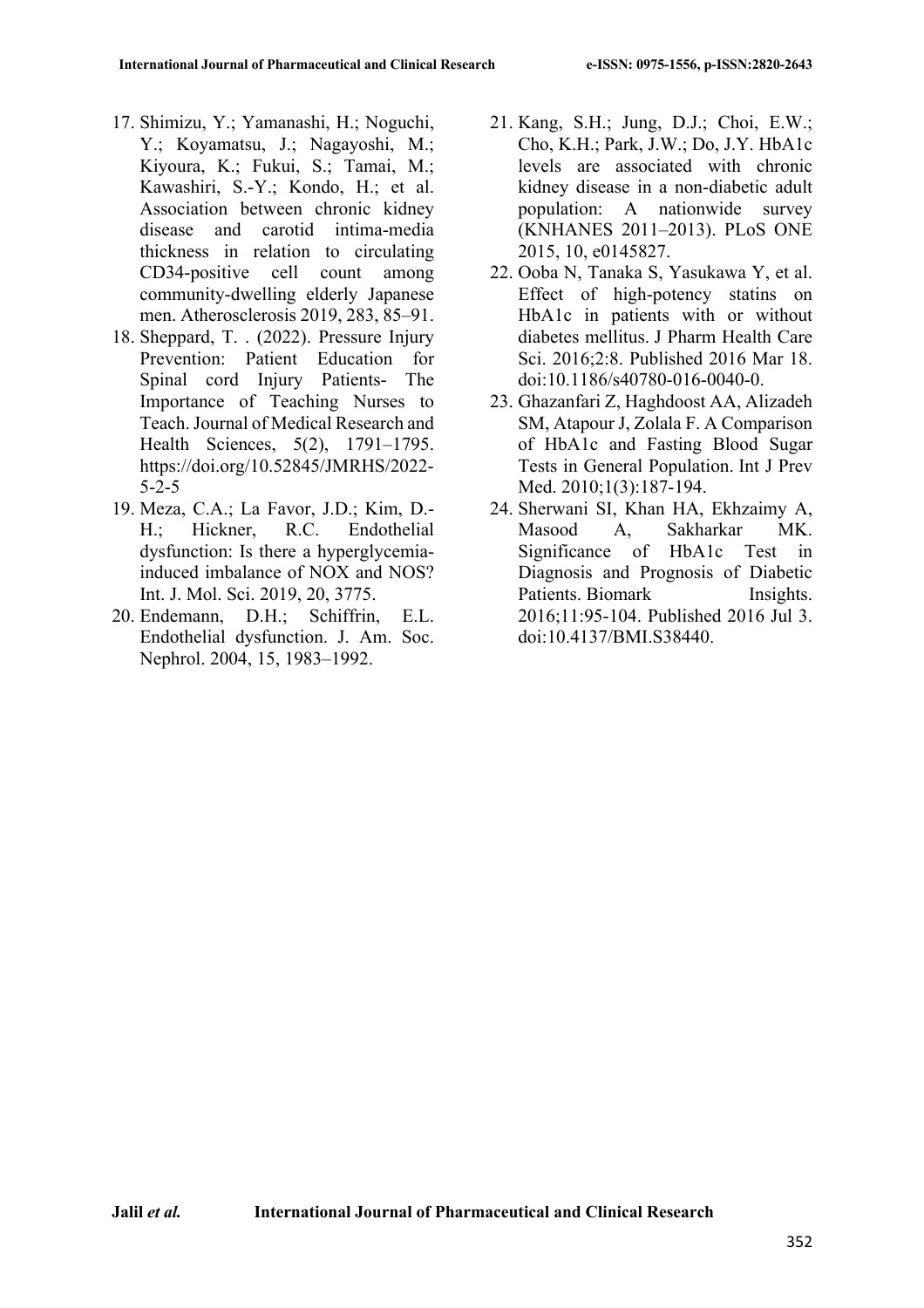17. Shimizu, Y.; Yamanashi, H.; Noguchi, Y.; Koyamatsu, J.; Nagayoshi, M.; Kiyoura, K.; Fukui, S.; Tamai, M.; Kawashiri, S.-Y.; Kondo, H.; et al. Association between chronic kidney disease and carotid intima-media thickness in relation to circulating CD34-positive cell count among community-dwelling elderly Japanese men. Atherosclerosis 2019, 283, 85–91.
18. Sheppard, T. . (2022). Pressure Injury Prevention: Patient Education for Spinal cord Injury Patients- The Importance of Teaching Nurses to Teach. Journal of Medical Research and Health Sciences, 5(2), 1791–1795. https://doi.org/10.52845/JMRHS/2022-5-2-5
19. Meza, C.A.; La Favor, J.D.; Kim, D.-H.; Hickner, R.C. Endothelial dysfunction: Is there a hyperglycemia-induced imbalance of NOX and NOS? Int. J. Mol. Sci. 2019, 20, 3775.
20. Endemann, D.H.; Schiffrin, E.L. Endothelial dysfunction. J. Am. Soc. Nephrol. 2004, 15, 1983–1992.
21. Kang, S.H.; Jung, D.J.; Choi, E.W.; Cho, K.H.; Park, J.W.; Do, J.Y. HbA1c levels are associated with chronic kidney disease in a non-diabetic adult population: A nationwide survey (KNHANES 2011–2013). PLoS ONE 2015, 10, e0145827.
22. Ooba N, Tanaka S, Yasukawa Y, et al. Effect of high-potency statins on HbA1c in patients with or without diabetes mellitus. J Pharm Health Care Sci. 2016;2:8. Published 2016 Mar 18. doi:10.1186/s40780-016-0040-0.
23. Ghazanfari Z, Haghdoost AA, Alizadeh SM, Atapour J, Zolala F. A Comparison of HbA1c and Fasting Blood Sugar Tests in General Population. Int J Prev Med. 2010;1(3):187-194.
24. Sherwani SI, Khan HA, Ekhzaimy A, Masood A, Sakharkar MK. Significance of HbA1c Test in Diagnosis and Prognosis of Diabetic Patients. Biomark Insights. 2016;11:95-104. Published 2016 Jul 3. doi:10.4137/BMI.S38440.